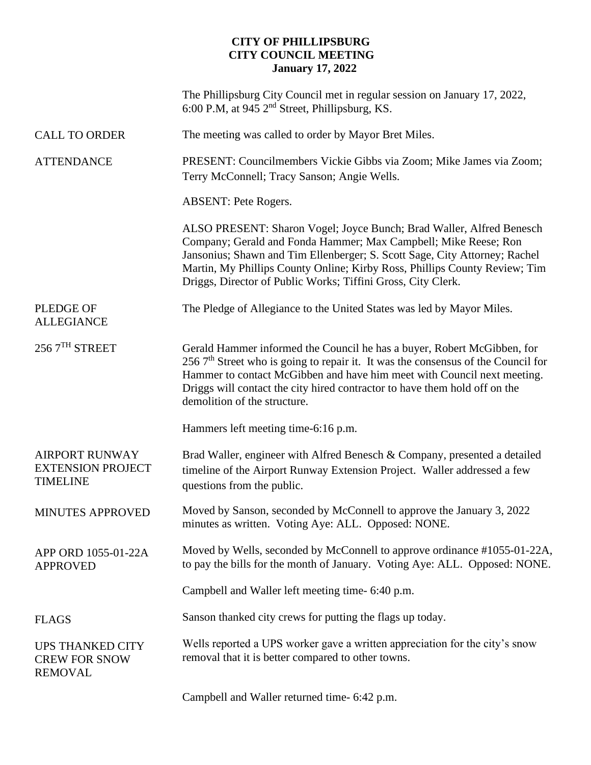# CITY OF PHILLIPSBURG
## CITY COUNCIL MEETING
### January 17, 2022

The Phillipsburg City Council met in regular session on January 17, 2022, 6:00 P.M, at 945 2nd Street, Phillipsburg, KS.

**CALL TO ORDER**

The meeting was called to order by Mayor Bret Miles.

**ATTENDANCE**

PRESENT: Councilmembers Vickie Gibbs via Zoom; Mike James via Zoom; Terry McConnell; Tracy Sanson; Angie Wells.

ABSENT: Pete Rogers.

ALSO PRESENT: Sharon Vogel; Joyce Bunch; Brad Waller, Alfred Benesch Company; Gerald and Fonda Hammer; Max Campbell; Mike Reese; Ron Jansonius; Shawn and Tim Ellenberger; S. Scott Sage, City Attorney; Rachel Martin, My Phillips County Online; Kirby Ross, Phillips County Review; Tim Driggs, Director of Public Works; Tiffini Gross, City Clerk.

**PLEDGE OF ALLEGIANCE**

The Pledge of Allegiance to the United States was led by Mayor Miles.

**256 7TH STREET**

Gerald Hammer informed the Council he has a buyer, Robert McGibben, for 256 7th Street who is going to repair it. It was the consensus of the Council for Hammer to contact McGibben and have him meet with Council next meeting. Driggs will contact the city hired contractor to have them hold off on the demolition of the structure.

Hammers left meeting time-6:16 p.m.

**AIRPORT RUNWAY EXTENSION PROJECT TIMELINE**

Brad Waller, engineer with Alfred Benesch & Company, presented a detailed timeline of the Airport Runway Extension Project. Waller addressed a few questions from the public.

**MINUTES APPROVED**

Moved by Sanson, seconded by McConnell to approve the January 3, 2022 minutes as written. Voting Aye: ALL. Opposed: NONE.

**APP ORD 1055-01-22A APPROVED**

Moved by Wells, seconded by McConnell to approve ordinance #1055-01-22A, to pay the bills for the month of January. Voting Aye: ALL. Opposed: NONE.

Campbell and Waller left meeting time- 6:40 p.m.

**FLAGS**

Sanson thanked city crews for putting the flags up today.

**UPS THANKED CITY CREW FOR SNOW REMOVAL**

Wells reported a UPS worker gave a written appreciation for the city's snow removal that it is better compared to other towns.

Campbell and Waller returned time- 6:42 p.m.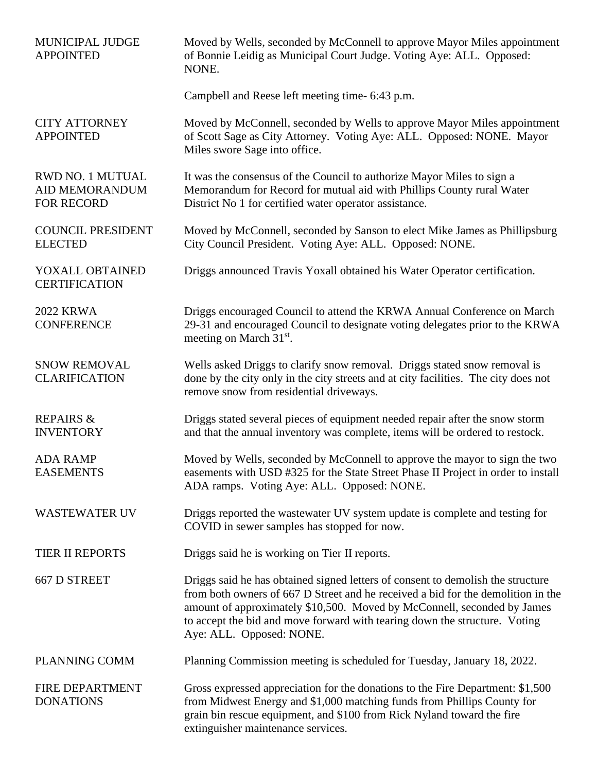**MUNICIPAL JUDGE APPOINTED**

Moved by Wells, seconded by McConnell to approve Mayor Miles appointment of Bonnie Leidig as Municipal Court Judge. Voting Aye: ALL. Opposed: NONE.

Campbell and Reese left meeting time- 6:43 p.m.

**CITY ATTORNEY APPOINTED**

Moved by McConnell, seconded by Wells to approve Mayor Miles appointment of Scott Sage as City Attorney. Voting Aye: ALL. Opposed: NONE. Mayor Miles swore Sage into office.

**RWD NO. 1 MUTUAL AID MEMORANDUM FOR RECORD**

It was the consensus of the Council to authorize Mayor Miles to sign a Memorandum for Record for mutual aid with Phillips County rural Water District No 1 for certified water operator assistance.

**COUNCIL PRESIDENT ELECTED**

Moved by McConnell, seconded by Sanson to elect Mike James as Phillipsburg City Council President. Voting Aye: ALL. Opposed: NONE.

**YOXALL OBTAINED CERTIFICATION**

Driggs announced Travis Yoxall obtained his Water Operator certification.

**2022 KRWA CONFERENCE**

Driggs encouraged Council to attend the KRWA Annual Conference on March 29-31 and encouraged Council to designate voting delegates prior to the KRWA meeting on March 31st.

**SNOW REMOVAL CLARIFICATION**

Wells asked Driggs to clarify snow removal. Driggs stated snow removal is done by the city only in the city streets and at city facilities. The city does not remove snow from residential driveways.

**REPAIRS & INVENTORY**

Driggs stated several pieces of equipment needed repair after the snow storm and that the annual inventory was complete, items will be ordered to restock.

**ADA RAMP EASEMENTS**

Moved by Wells, seconded by McConnell to approve the mayor to sign the two easements with USD #325 for the State Street Phase II Project in order to install ADA ramps. Voting Aye: ALL. Opposed: NONE.

**WASTEWATER UV**

Driggs reported the wastewater UV system update is complete and testing for COVID in sewer samples has stopped for now.

**TIER II REPORTS**

Driggs said he is working on Tier II reports.

**667 D STREET**

Driggs said he has obtained signed letters of consent to demolish the structure from both owners of 667 D Street and he received a bid for the demolition in the amount of approximately $10,500. Moved by McConnell, seconded by James to accept the bid and move forward with tearing down the structure. Voting Aye: ALL. Opposed: NONE.

**PLANNING COMM**

Planning Commission meeting is scheduled for Tuesday, January 18, 2022.

**FIRE DEPARTMENT DONATIONS**

Gross expressed appreciation for the donations to the Fire Department: $1,500 from Midwest Energy and $1,000 matching funds from Phillips County for grain bin rescue equipment, and $100 from Rick Nyland toward the fire extinguisher maintenance services.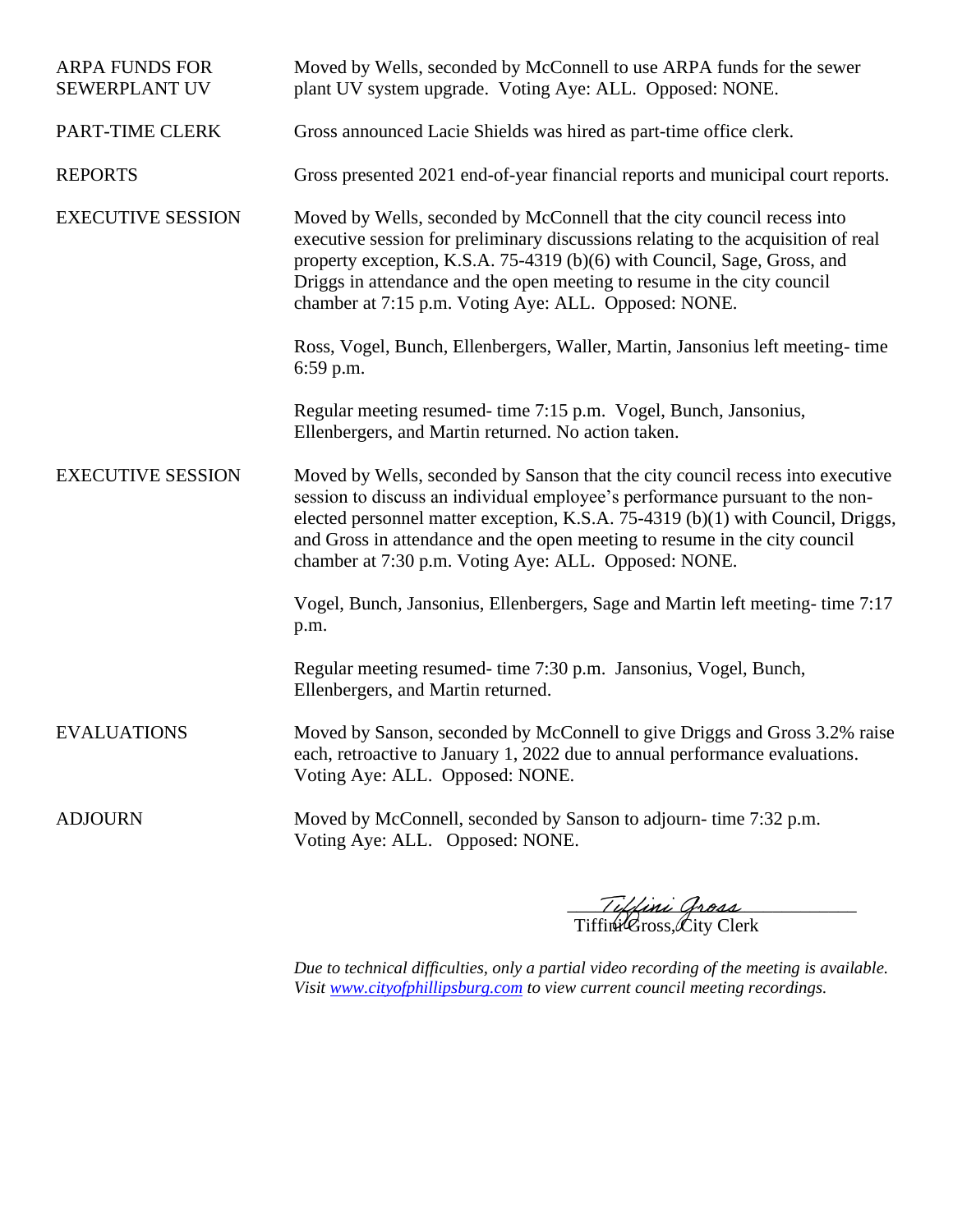| | |
|---|---|
| ARPA FUNDS FOR SEWERPLANT UV | Moved by Wells, seconded by McConnell to use ARPA funds for the sewer plant UV system upgrade. Voting Aye: ALL. Opposed: NONE. |
| PART-TIME CLERK | Gross announced Lacie Shields was hired as part-time office clerk. |
| REPORTS | Gross presented 2021 end-of-year financial reports and municipal court reports. |
| EXECUTIVE SESSION | Moved by Wells, seconded by McConnell that the city council recess into executive session for preliminary discussions relating to the acquisition of real property exception, K.S.A. 75-4319 (b)(6) with Council, Sage, Gross, and Driggs in attendance and the open meeting to resume in the city council chamber at 7:15 p.m. Voting Aye: ALL. Opposed: NONE. |
| | Ross, Vogel, Bunch, Ellenbergers, Waller, Martin, Jansonius left meeting- time 6:59 p.m. |
| | Regular meeting resumed- time 7:15 p.m. Vogel, Bunch, Jansonius, Ellenbergers, and Martin returned. No action taken. |
| EXECUTIVE SESSION | Moved by Wells, seconded by Sanson that the city council recess into executive session to discuss an individual employee's performance pursuant to the non-elected personnel matter exception, K.S.A. 75-4319 (b)(1) with Council, Driggs, and Gross in attendance and the open meeting to resume in the city council chamber at 7:30 p.m. Voting Aye: ALL. Opposed: NONE. |
| | Vogel, Bunch, Jansonius, Ellenbergers, Sage and Martin left meeting- time 7:17 p.m. |
| | Regular meeting resumed- time 7:30 p.m. Jansonius, Vogel, Bunch, Ellenbergers, and Martin returned. |
| EVALUATIONS | Moved by Sanson, seconded by McConnell to give Driggs and Gross 3.2% raise each, retroactive to January 1, 2022 due to annual performance evaluations. Voting Aye: ALL. Opposed: NONE. |
| ADJOURN | Moved by McConnell, seconded by Sanson to adjourn- time 7:32 p.m. Voting Aye: ALL. Opposed: NONE. |

Tiffini Gross

Tiffini Gross, City Clerk

*Due to technical difficulties, only a partial video recording of the meeting is available. Visit www.cityofphillipsburg.com to view current council meeting recordings.*